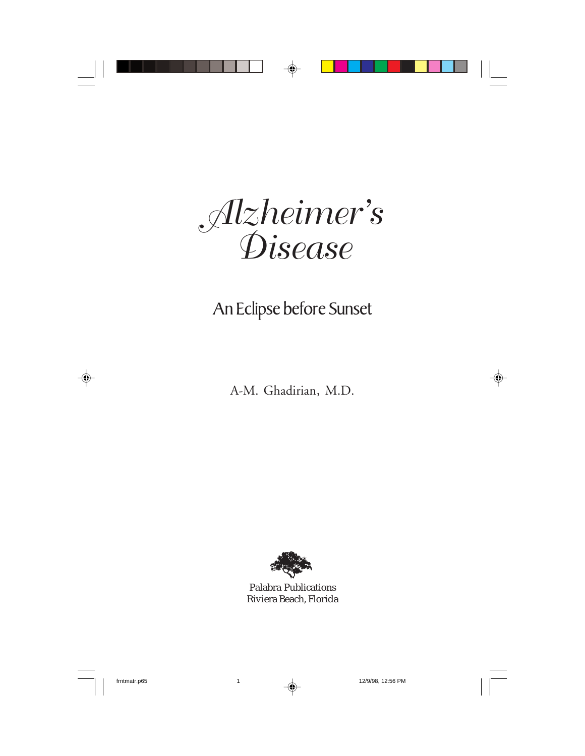# *Alzheimer's Disease*

## An Eclipse before Sunset

A-M. Ghadirian, M.D.

Palabra Publications
Riviera Beach, Florida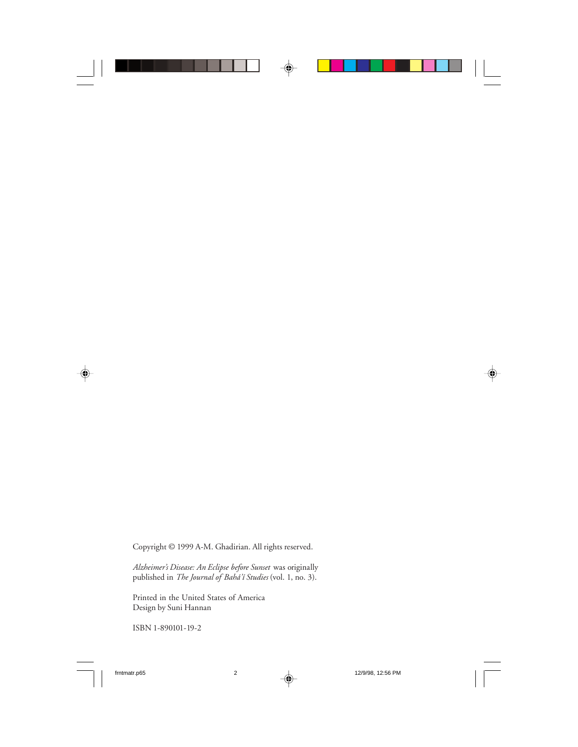Copyright © 1999 A-M. Ghadirian. All rights reserved.

*Alzheimer's Disease: An Eclipse before Sunset* was originally published in *The Journal of Bahá'í Studies* (vol. 1, no. 3).

Printed in the United States of America
Design by Suni Hannan

ISBN 1-890101-19-2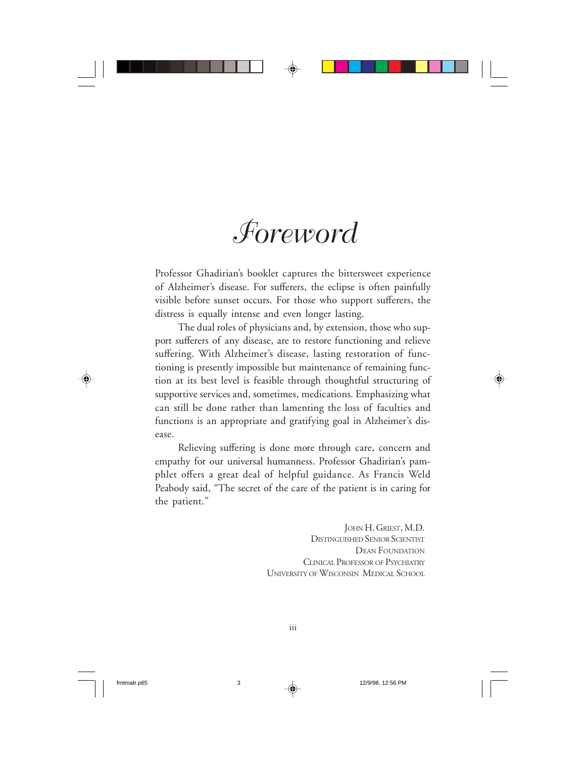# Foreword

Professor Ghadirian's booklet captures the bittersweet experience of Alzheimer's disease. For sufferers, the eclipse is often painfully visible before sunset occurs. For those who support sufferers, the distress is equally intense and even longer lasting.

The dual roles of physicians and, by extension, those who support sufferers of any disease, are to restore functioning and relieve suffering. With Alzheimer's disease, lasting restoration of functioning is presently impossible but maintenance of remaining function at its best level is feasible through thoughtful structuring of supportive services and, sometimes, medications. Emphasizing what can still be done rather than lamenting the loss of faculties and functions is an appropriate and gratifying goal in Alzheimer's disease.

Relieving suffering is done more through care, concern and empathy for our universal humanness. Professor Ghadirian's pamphlet offers a great deal of helpful guidance. As Francis Weld Peabody said, "The secret of the care of the patient is in caring for the patient."

JOHN H. GRIEST, M.D.
DISTINGUISHED SENIOR SCIENTIST
DEAN FOUNDATION
CLINICAL PROFESSOR OF PSYCHIATRY
UNIVERSITY OF WISCONSIN MEDICAL SCHOOL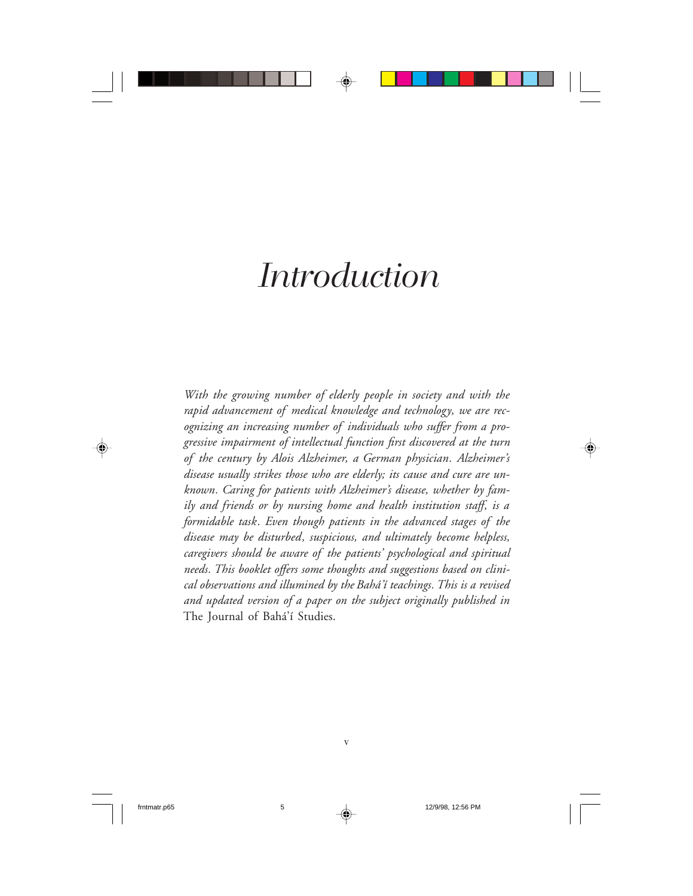# *Introduction*

*With the growing number of elderly people in society and with the rapid advancement of medical knowledge and technology, we are recognizing an increasing number of individuals who suffer from a progressive impairment of intellectual function first discovered at the turn of the century by Alois Alzheimer, a German physician. Alzheimer's disease usually strikes those who are elderly; its cause and cure are unknown. Caring for patients with Alzheimer's disease, whether by family and friends or by nursing home and health institution staff, is a formidable task. Even though patients in the advanced stages of the disease may be disturbed, suspicious, and ultimately become helpless, caregivers should be aware of the patients' psychological and spiritual needs. This booklet offers some thoughts and suggestions based on clinical observations and illumined by the Bahá'í teachings. This is a revised and updated version of a paper on the subject originally published in* The Journal of Bahá'í Studies.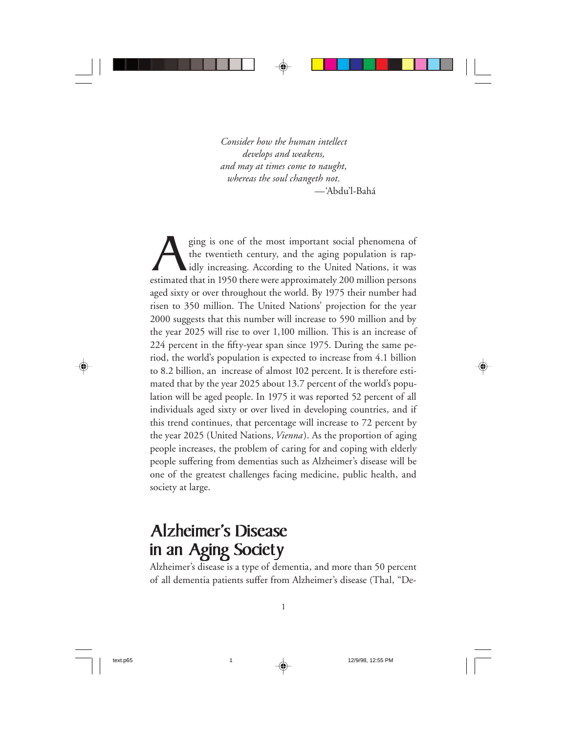*Consider how the human intellect*
*develops and weakens,*
*and may at times come to naught,*
*whereas the soul changeth not.*
—'Abdu'l-Bahá

Aging is one of the most important social phenomena of the twentieth century, and the aging population is rapidly increasing. According to the United Nations, it was estimated that in 1950 there were approximately 200 million persons aged sixty or over throughout the world. By 1975 their number had risen to 350 million. The United Nations' projection for the year 2000 suggests that this number will increase to 590 million and by the year 2025 will rise to over 1,100 million. This is an increase of 224 percent in the fifty-year span since 1975. During the same period, the world's population is expected to increase from 4.1 billion to 8.2 billion, an increase of almost 102 percent. It is therefore estimated that by the year 2025 about 13.7 percent of the world's population will be aged people. In 1975 it was reported 52 percent of all individuals aged sixty or over lived in developing countries, and if this trend continues, that percentage will increase to 72 percent by the year 2025 (United Nations, *Vienna*). As the proportion of aging people increases, the problem of caring for and coping with elderly people suffering from dementias such as Alzheimer's disease will be one of the greatest challenges facing medicine, public health, and society at large.

## Alzheimer's Disease in an Aging Society

Alzheimer's disease is a type of dementia, and more than 50 percent of all dementia patients suffer from Alzheimer's disease (Thal, "De-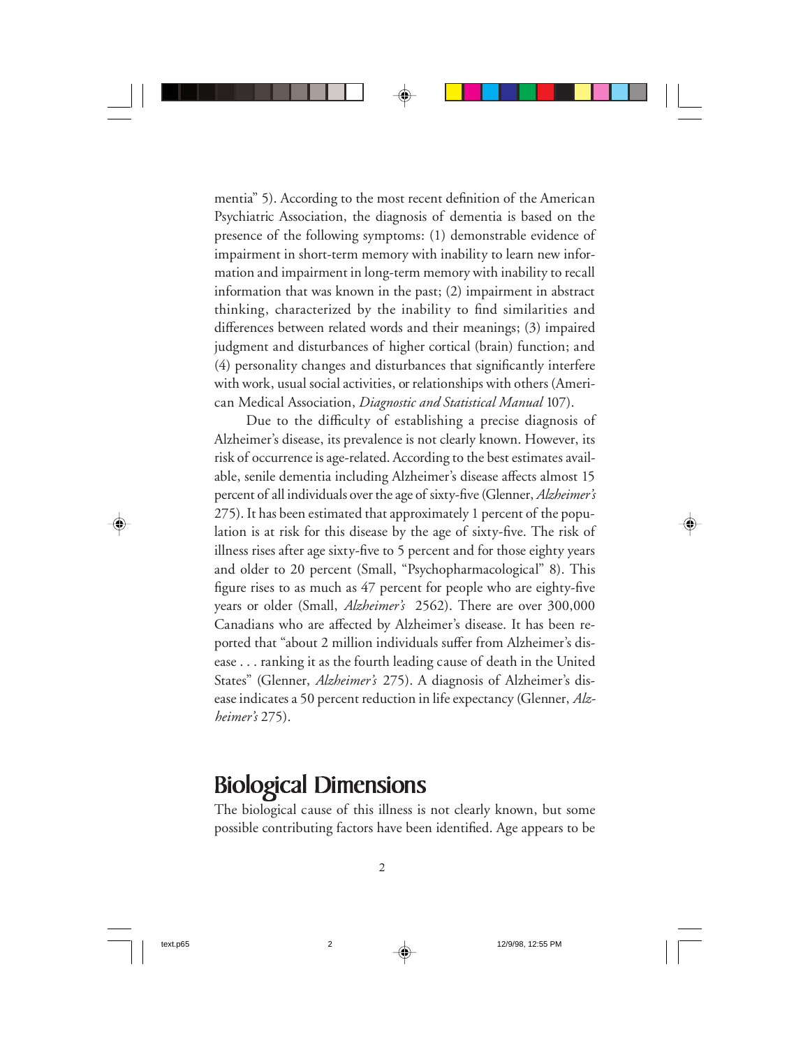mentia" 5). According to the most recent definition of the American Psychiatric Association, the diagnosis of dementia is based on the presence of the following symptoms: (1) demonstrable evidence of impairment in short-term memory with inability to learn new information and impairment in long-term memory with inability to recall information that was known in the past; (2) impairment in abstract thinking, characterized by the inability to find similarities and differences between related words and their meanings; (3) impaired judgment and disturbances of higher cortical (brain) function; and (4) personality changes and disturbances that significantly interfere with work, usual social activities, or relationships with others (American Medical Association, *Diagnostic and Statistical Manual* 107).

Due to the difficulty of establishing a precise diagnosis of Alzheimer's disease, its prevalence is not clearly known. However, its risk of occurrence is age-related. According to the best estimates available, senile dementia including Alzheimer's disease affects almost 15 percent of all individuals over the age of sixty-five (Glenner, *Alzheimer's* 275). It has been estimated that approximately 1 percent of the population is at risk for this disease by the age of sixty-five. The risk of illness rises after age sixty-five to 5 percent and for those eighty years and older to 20 percent (Small, "Psychopharmacological" 8). This figure rises to as much as 47 percent for people who are eighty-five years or older (Small, *Alzheimer's* 2562). There are over 300,000 Canadians who are affected by Alzheimer's disease. It has been reported that "about 2 million individuals suffer from Alzheimer's disease . . . ranking it as the fourth leading cause of death in the United States" (Glenner, *Alzheimer's* 275). A diagnosis of Alzheimer's disease indicates a 50 percent reduction in life expectancy (Glenner, *Alzheimer's* 275).

## Biological Dimensions

The biological cause of this illness is not clearly known, but some possible contributing factors have been identified. Age appears to be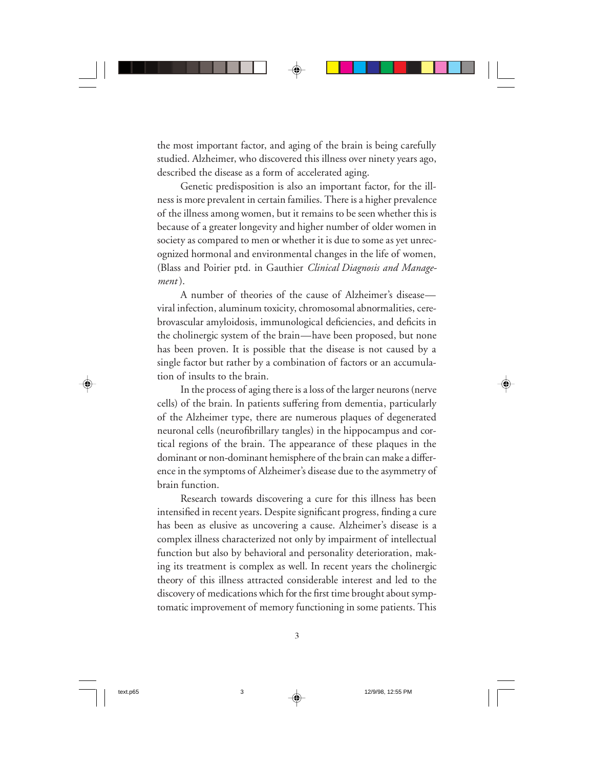the most important factor, and aging of the brain is being carefully studied. Alzheimer, who discovered this illness over ninety years ago, described the disease as a form of accelerated aging.

Genetic predisposition is also an important factor, for the illness is more prevalent in certain families. There is a higher prevalence of the illness among women, but it remains to be seen whether this is because of a greater longevity and higher number of older women in society as compared to men or whether it is due to some as yet unrecognized hormonal and environmental changes in the life of women, (Blass and Poirier ptd. in Gauthier *Clinical Diagnosis and Management*).

A number of theories of the cause of Alzheimer's disease—viral infection, aluminum toxicity, chromosomal abnormalities, cerebrovascular amyloidosis, immunological deficiencies, and deficits in the cholinergic system of the brain—have been proposed, but none has been proven. It is possible that the disease is not caused by a single factor but rather by a combination of factors or an accumulation of insults to the brain.

In the process of aging there is a loss of the larger neurons (nerve cells) of the brain. In patients suffering from dementia, particularly of the Alzheimer type, there are numerous plaques of degenerated neuronal cells (neurofibrillary tangles) in the hippocampus and cortical regions of the brain. The appearance of these plaques in the dominant or non-dominant hemisphere of the brain can make a difference in the symptoms of Alzheimer's disease due to the asymmetry of brain function.

Research towards discovering a cure for this illness has been intensified in recent years. Despite significant progress, finding a cure has been as elusive as uncovering a cause. Alzheimer's disease is a complex illness characterized not only by impairment of intellectual function but also by behavioral and personality deterioration, making its treatment is complex as well. In recent years the cholinergic theory of this illness attracted considerable interest and led to the discovery of medications which for the first time brought about symptomatic improvement of memory functioning in some patients. This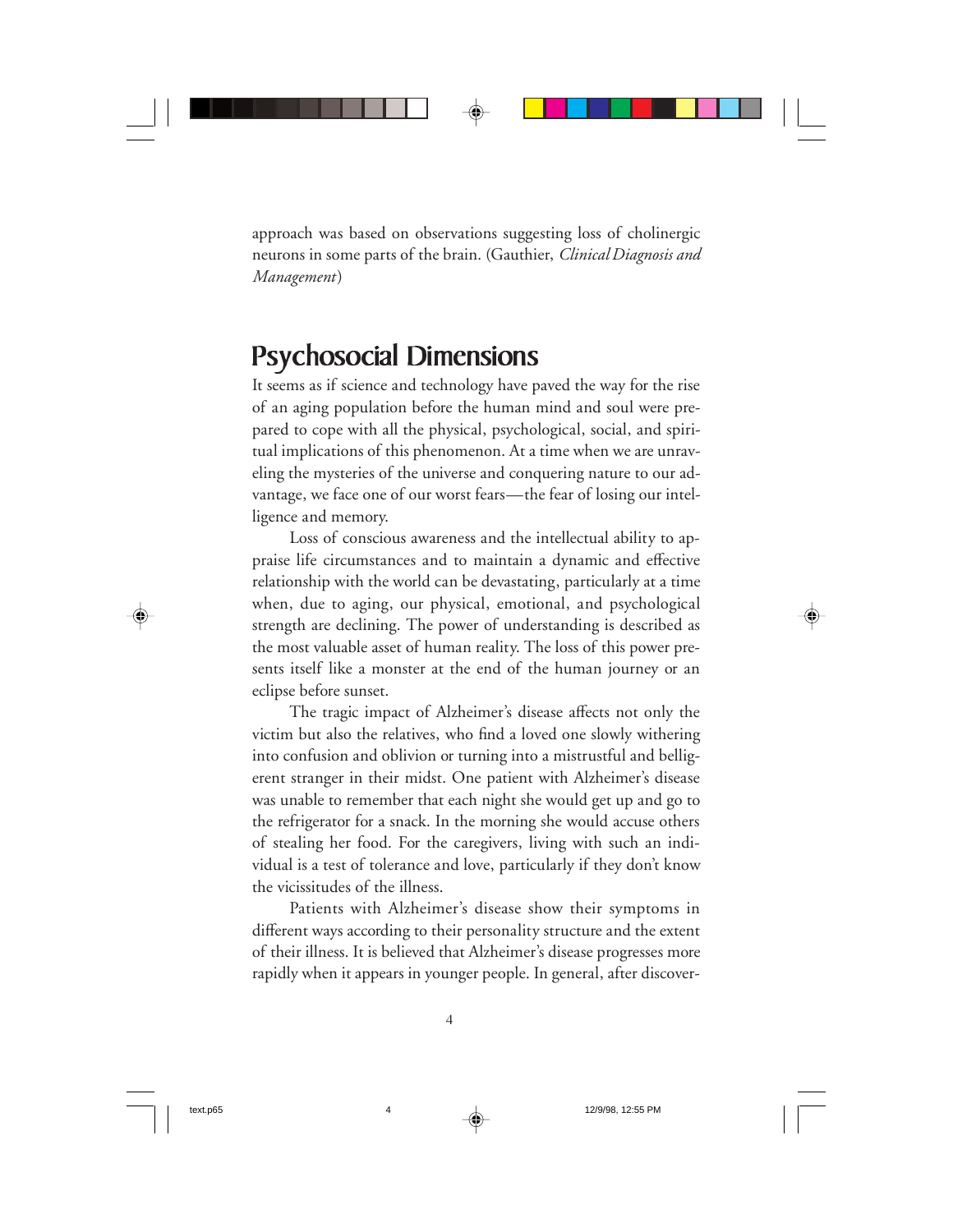approach was based on observations suggesting loss of cholinergic neurons in some parts of the brain. (Gauthier, *Clinical Diagnosis and Management*)

## Psychosocial Dimensions

It seems as if science and technology have paved the way for the rise of an aging population before the human mind and soul were prepared to cope with all the physical, psychological, social, and spiritual implications of this phenomenon. At a time when we are unraveling the mysteries of the universe and conquering nature to our advantage, we face one of our worst fears—the fear of losing our intelligence and memory.

Loss of conscious awareness and the intellectual ability to appraise life circumstances and to maintain a dynamic and effective relationship with the world can be devastating, particularly at a time when, due to aging, our physical, emotional, and psychological strength are declining. The power of understanding is described as the most valuable asset of human reality. The loss of this power presents itself like a monster at the end of the human journey or an eclipse before sunset.

The tragic impact of Alzheimer's disease affects not only the victim but also the relatives, who find a loved one slowly withering into confusion and oblivion or turning into a mistrustful and belligerent stranger in their midst. One patient with Alzheimer's disease was unable to remember that each night she would get up and go to the refrigerator for a snack. In the morning she would accuse others of stealing her food. For the caregivers, living with such an individual is a test of tolerance and love, particularly if they don't know the vicissitudes of the illness.

Patients with Alzheimer's disease show their symptoms in different ways according to their personality structure and the extent of their illness. It is believed that Alzheimer's disease progresses more rapidly when it appears in younger people. In general, after discover-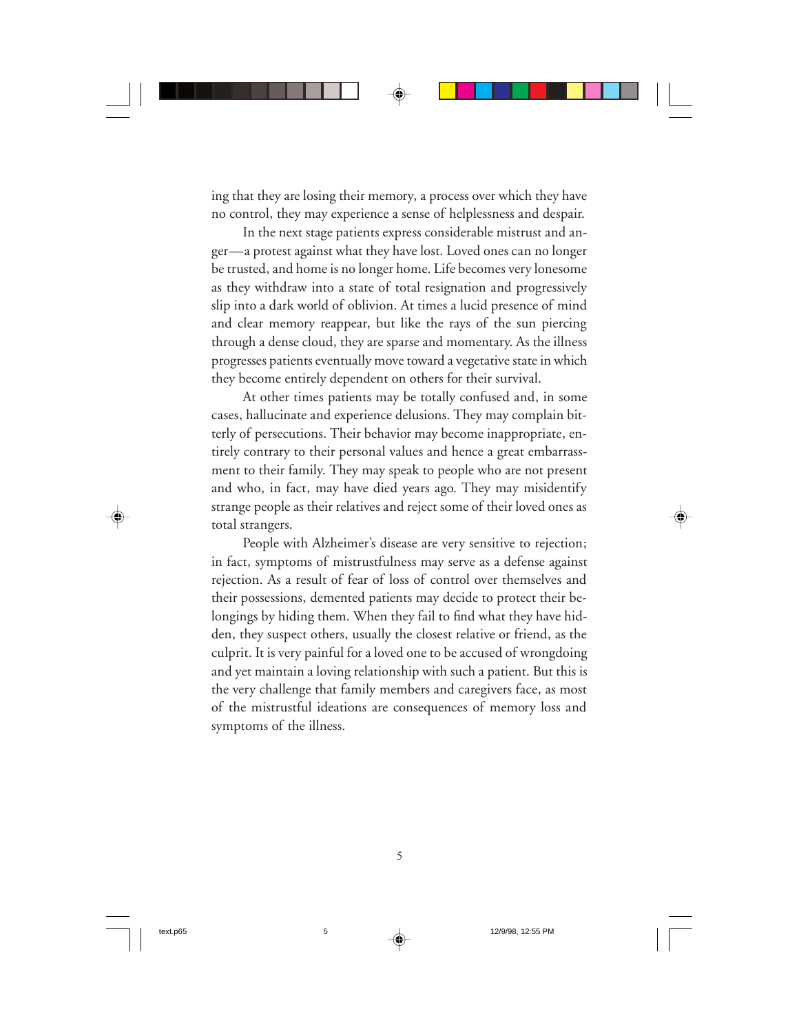ing that they are losing their memory, a process over which they have no control, they may experience a sense of helplessness and despair.

In the next stage patients express considerable mistrust and anger—a protest against what they have lost. Loved ones can no longer be trusted, and home is no longer home. Life becomes very lonesome as they withdraw into a state of total resignation and progressively slip into a dark world of oblivion. At times a lucid presence of mind and clear memory reappear, but like the rays of the sun piercing through a dense cloud, they are sparse and momentary. As the illness progresses patients eventually move toward a vegetative state in which they become entirely dependent on others for their survival.

At other times patients may be totally confused and, in some cases, hallucinate and experience delusions. They may complain bitterly of persecutions. Their behavior may become inappropriate, entirely contrary to their personal values and hence a great embarrassment to their family. They may speak to people who are not present and who, in fact, may have died years ago. They may misidentify strange people as their relatives and reject some of their loved ones as total strangers.

People with Alzheimer's disease are very sensitive to rejection; in fact, symptoms of mistrustfulness may serve as a defense against rejection. As a result of fear of loss of control over themselves and their possessions, demented patients may decide to protect their belongings by hiding them. When they fail to find what they have hidden, they suspect others, usually the closest relative or friend, as the culprit. It is very painful for a loved one to be accused of wrongdoing and yet maintain a loving relationship with such a patient. But this is the very challenge that family members and caregivers face, as most of the mistrustful ideations are consequences of memory loss and symptoms of the illness.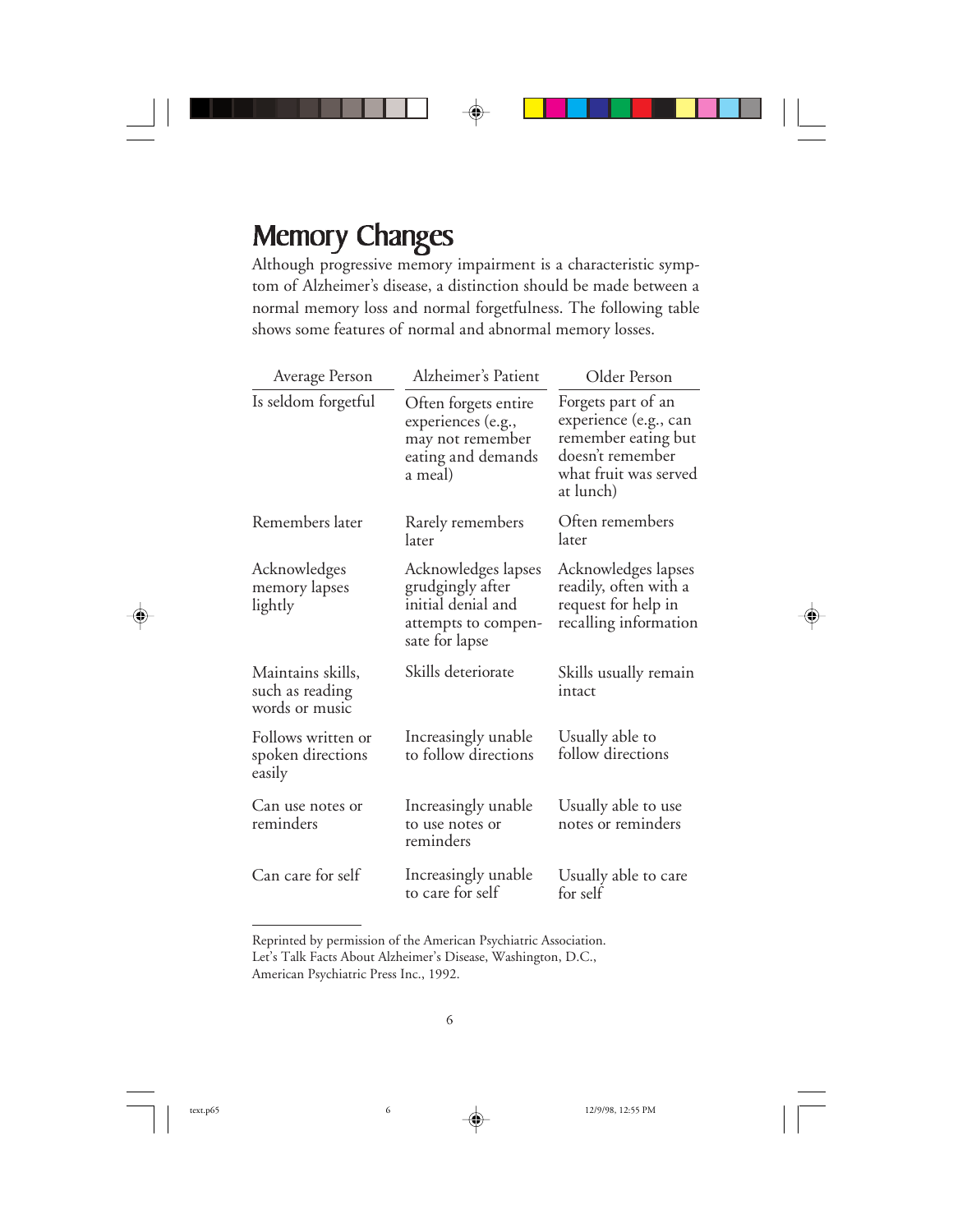## Memory Changes

Although progressive memory impairment is a characteristic symptom of Alzheimer's disease, a distinction should be made between a normal memory loss and normal forgetfulness. The following table shows some features of normal and abnormal memory losses.

| Average Person | Alzheimer's Patient | Older Person |
|---|---|---|
| Is seldom forgetful | Often forgets entire experiences (e.g., may not remember eating and demands a meal) | Forgets part of an experience (e.g., can remember eating but doesn't remember what fruit was served at lunch) |
| Remembers later | Rarely remembers later | Often remembers later |
| Acknowledges memory lapses lightly | Acknowledges lapses grudgingly after initial denial and attempts to compensate for lapse | Acknowledges lapses readily, often with a request for help in recalling information |
| Maintains skills, such as reading words or music | Skills deteriorate | Skills usually remain intact |
| Follows written or spoken directions easily | Increasingly unable to follow directions | Usually able to follow directions |
| Can use notes or reminders | Increasingly unable to use notes or reminders | Usually able to use notes or reminders |
| Can care for self | Increasingly unable to care for self | Usually able to care for self |

Reprinted by permission of the American Psychiatric Association.
Let's Talk Facts About Alzheimer's Disease, Washington, D.C.,
American Psychiatric Press Inc., 1992.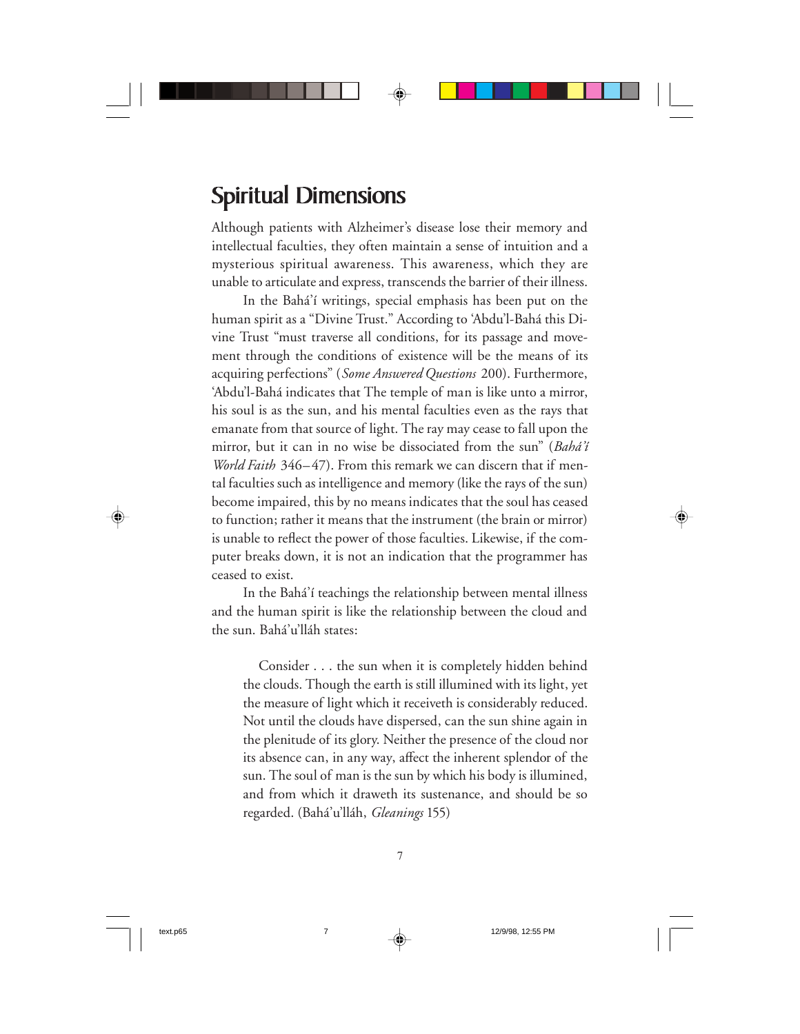## Spiritual Dimensions

Although patients with Alzheimer's disease lose their memory and intellectual faculties, they often maintain a sense of intuition and a mysterious spiritual awareness. This awareness, which they are unable to articulate and express, transcends the barrier of their illness.

In the Bahá'í writings, special emphasis has been put on the human spirit as a "Divine Trust." According to 'Abdu'l-Bahá this Divine Trust "must traverse all conditions, for its passage and movement through the conditions of existence will be the means of its acquiring perfections" (*Some Answered Questions* 200). Furthermore, 'Abdu'l-Bahá indicates that The temple of man is like unto a mirror, his soul is as the sun, and his mental faculties even as the rays that emanate from that source of light. The ray may cease to fall upon the mirror, but it can in no wise be dissociated from the sun" (*Bahá'í World Faith* 346–47). From this remark we can discern that if mental faculties such as intelligence and memory (like the rays of the sun) become impaired, this by no means indicates that the soul has ceased to function; rather it means that the instrument (the brain or mirror) is unable to reflect the power of those faculties. Likewise, if the computer breaks down, it is not an indication that the programmer has ceased to exist.

In the Bahá'í teachings the relationship between mental illness and the human spirit is like the relationship between the cloud and the sun. Bahá'u'lláh states:

> Consider . . . the sun when it is completely hidden behind the clouds. Though the earth is still illumined with its light, yet the measure of light which it receiveth is considerably reduced. Not until the clouds have dispersed, can the sun shine again in the plenitude of its glory. Neither the presence of the cloud nor its absence can, in any way, affect the inherent splendor of the sun. The soul of man is the sun by which his body is illumined, and from which it draweth its sustenance, and should be so regarded. (Bahá'u'lláh, *Gleanings* 155)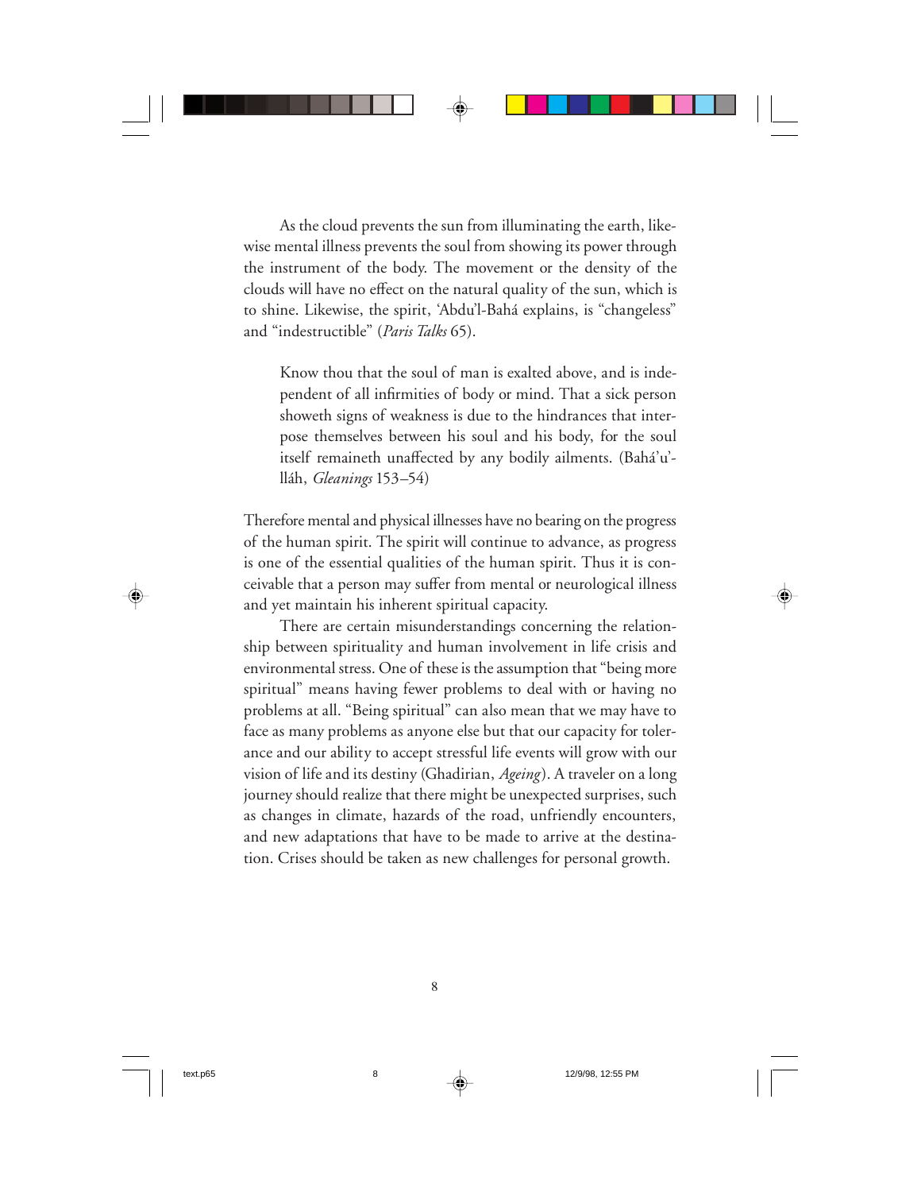As the cloud prevents the sun from illuminating the earth, likewise mental illness prevents the soul from showing its power through the instrument of the body. The movement or the density of the clouds will have no effect on the natural quality of the sun, which is to shine. Likewise, the spirit, 'Abdu'l-Bahá explains, is "changeless" and "indestructible" (*Paris Talks* 65).

> Know thou that the soul of man is exalted above, and is independent of all infirmities of body or mind. That a sick person showeth signs of weakness is due to the hindrances that interpose themselves between his soul and his body, for the soul itself remaineth unaffected by any bodily ailments. (Bahá'u'lláh, *Gleanings* 153–54)

Therefore mental and physical illnesses have no bearing on the progress of the human spirit. The spirit will continue to advance, as progress is one of the essential qualities of the human spirit. Thus it is conceivable that a person may suffer from mental or neurological illness and yet maintain his inherent spiritual capacity.

There are certain misunderstandings concerning the relationship between spirituality and human involvement in life crisis and environmental stress. One of these is the assumption that "being more spiritual" means having fewer problems to deal with or having no problems at all. "Being spiritual" can also mean that we may have to face as many problems as anyone else but that our capacity for tolerance and our ability to accept stressful life events will grow with our vision of life and its destiny (Ghadirian, *Ageing*). A traveler on a long journey should realize that there might be unexpected surprises, such as changes in climate, hazards of the road, unfriendly encounters, and new adaptations that have to be made to arrive at the destination. Crises should be taken as new challenges for personal growth.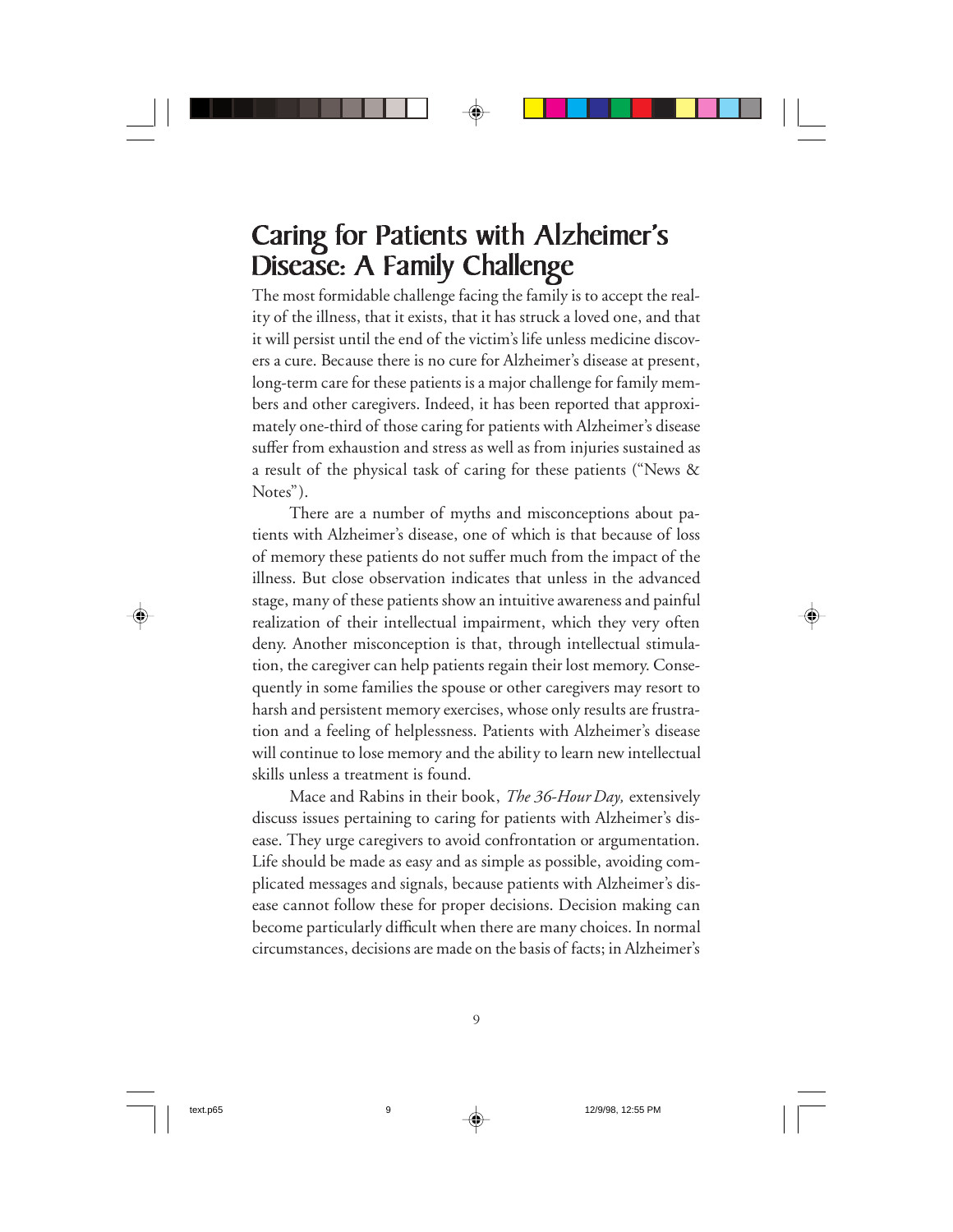# Caring for Patients with Alzheimer's Disease: A Family Challenge

The most formidable challenge facing the family is to accept the reality of the illness, that it exists, that it has struck a loved one, and that it will persist until the end of the victim's life unless medicine discovers a cure. Because there is no cure for Alzheimer's disease at present, long-term care for these patients is a major challenge for family members and other caregivers. Indeed, it has been reported that approximately one-third of those caring for patients with Alzheimer's disease suffer from exhaustion and stress as well as from injuries sustained as a result of the physical task of caring for these patients ("News & Notes").

There are a number of myths and misconceptions about patients with Alzheimer's disease, one of which is that because of loss of memory these patients do not suffer much from the impact of the illness. But close observation indicates that unless in the advanced stage, many of these patients show an intuitive awareness and painful realization of their intellectual impairment, which they very often deny. Another misconception is that, through intellectual stimulation, the caregiver can help patients regain their lost memory. Consequently in some families the spouse or other caregivers may resort to harsh and persistent memory exercises, whose only results are frustration and a feeling of helplessness. Patients with Alzheimer's disease will continue to lose memory and the ability to learn new intellectual skills unless a treatment is found.

Mace and Rabins in their book, *The 36-Hour Day,* extensively discuss issues pertaining to caring for patients with Alzheimer's disease. They urge caregivers to avoid confrontation or argumentation. Life should be made as easy and as simple as possible, avoiding complicated messages and signals, because patients with Alzheimer's disease cannot follow these for proper decisions. Decision making can become particularly difficult when there are many choices. In normal circumstances, decisions are made on the basis of facts; in Alzheimer's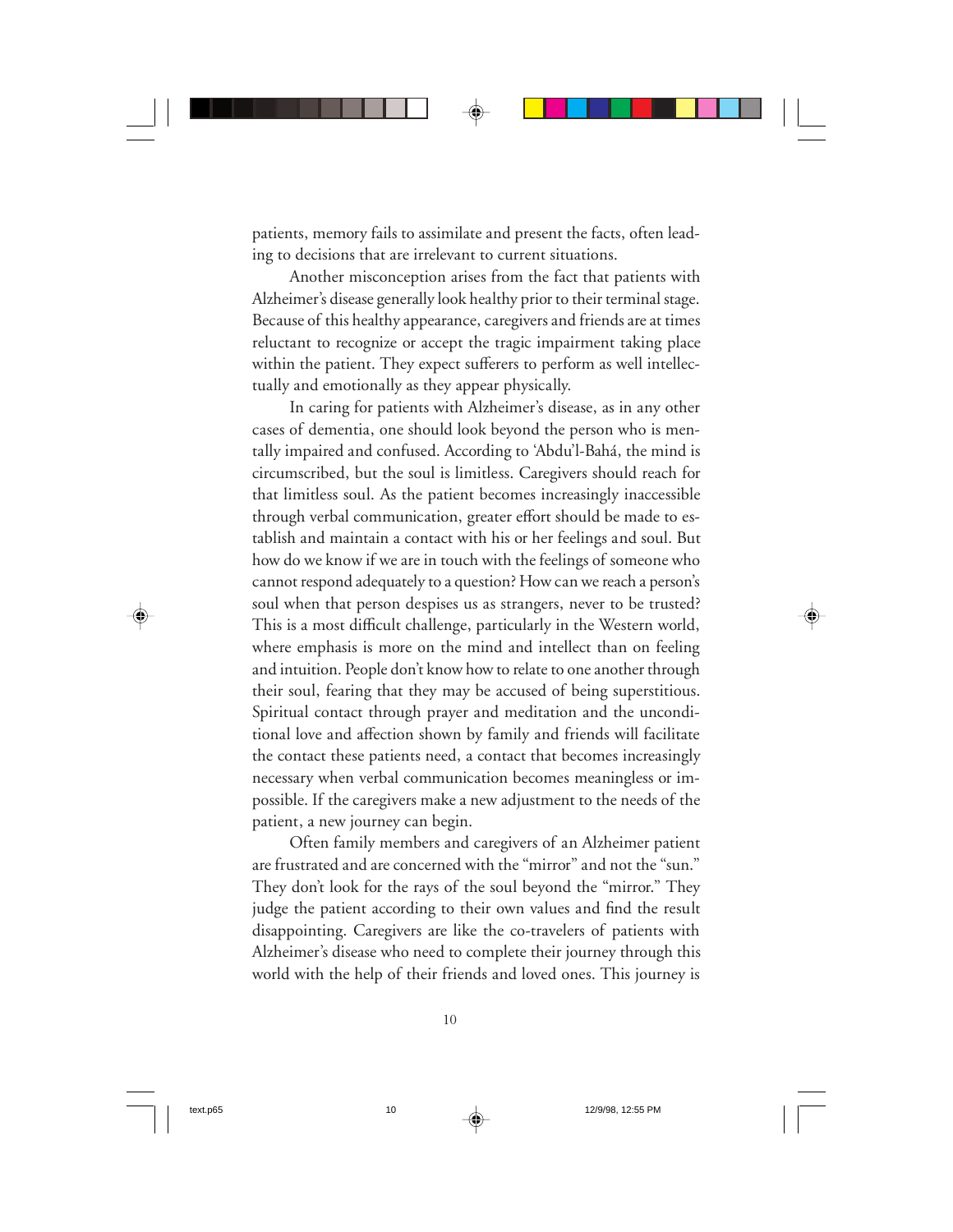patients, memory fails to assimilate and present the facts, often leading to decisions that are irrelevant to current situations.

Another misconception arises from the fact that patients with Alzheimer's disease generally look healthy prior to their terminal stage. Because of this healthy appearance, caregivers and friends are at times reluctant to recognize or accept the tragic impairment taking place within the patient. They expect sufferers to perform as well intellectually and emotionally as they appear physically.

In caring for patients with Alzheimer's disease, as in any other cases of dementia, one should look beyond the person who is mentally impaired and confused. According to 'Abdu'l-Bahá, the mind is circumscribed, but the soul is limitless. Caregivers should reach for that limitless soul. As the patient becomes increasingly inaccessible through verbal communication, greater effort should be made to establish and maintain a contact with his or her feelings and soul. But how do we know if we are in touch with the feelings of someone who cannot respond adequately to a question? How can we reach a person's soul when that person despises us as strangers, never to be trusted? This is a most difficult challenge, particularly in the Western world, where emphasis is more on the mind and intellect than on feeling and intuition. People don't know how to relate to one another through their soul, fearing that they may be accused of being superstitious. Spiritual contact through prayer and meditation and the unconditional love and affection shown by family and friends will facilitate the contact these patients need, a contact that becomes increasingly necessary when verbal communication becomes meaningless or impossible. If the caregivers make a new adjustment to the needs of the patient, a new journey can begin.

Often family members and caregivers of an Alzheimer patient are frustrated and are concerned with the "mirror" and not the "sun." They don't look for the rays of the soul beyond the "mirror." They judge the patient according to their own values and find the result disappointing. Caregivers are like the co-travelers of patients with Alzheimer's disease who need to complete their journey through this world with the help of their friends and loved ones. This journey is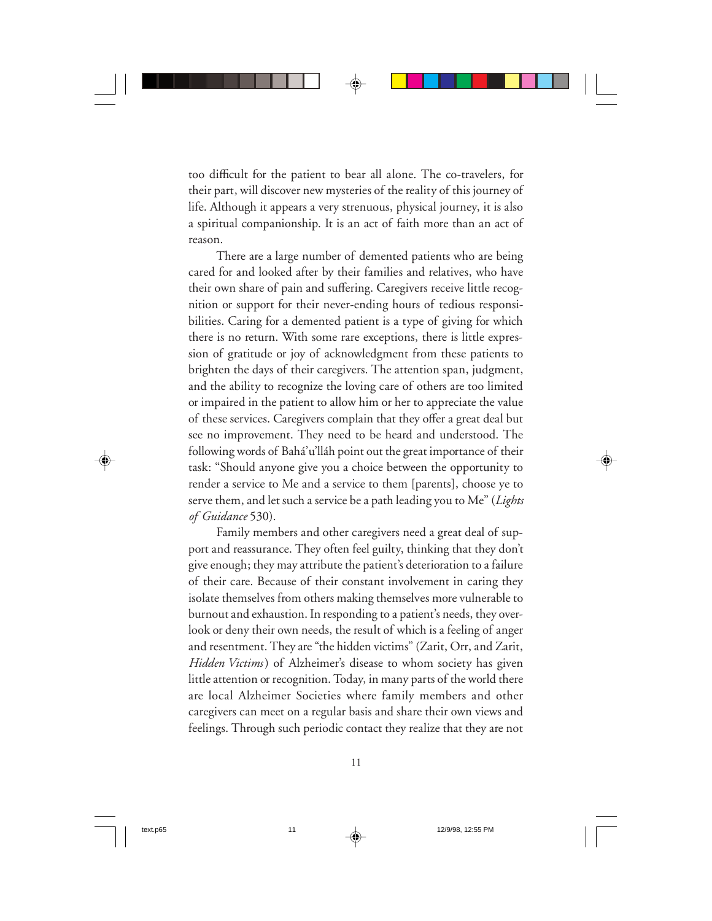too difficult for the patient to bear all alone. The co-travelers, for their part, will discover new mysteries of the reality of this journey of life. Although it appears a very strenuous, physical journey, it is also a spiritual companionship. It is an act of faith more than an act of reason.

There are a large number of demented patients who are being cared for and looked after by their families and relatives, who have their own share of pain and suffering. Caregivers receive little recognition or support for their never-ending hours of tedious responsibilities. Caring for a demented patient is a type of giving for which there is no return. With some rare exceptions, there is little expression of gratitude or joy of acknowledgment from these patients to brighten the days of their caregivers. The attention span, judgment, and the ability to recognize the loving care of others are too limited or impaired in the patient to allow him or her to appreciate the value of these services. Caregivers complain that they offer a great deal but see no improvement. They need to be heard and understood. The following words of Bahá'u'lláh point out the great importance of their task: "Should anyone give you a choice between the opportunity to render a service to Me and a service to them [parents], choose ye to serve them, and let such a service be a path leading you to Me" (*Lights of Guidance* 530).

Family members and other caregivers need a great deal of support and reassurance. They often feel guilty, thinking that they don't give enough; they may attribute the patient's deterioration to a failure of their care. Because of their constant involvement in caring they isolate themselves from others making themselves more vulnerable to burnout and exhaustion. In responding to a patient's needs, they overlook or deny their own needs, the result of which is a feeling of anger and resentment. They are "the hidden victims" (Zarit, Orr, and Zarit, *Hidden Victims*) of Alzheimer's disease to whom society has given little attention or recognition. Today, in many parts of the world there are local Alzheimer Societies where family members and other caregivers can meet on a regular basis and share their own views and feelings. Through such periodic contact they realize that they are not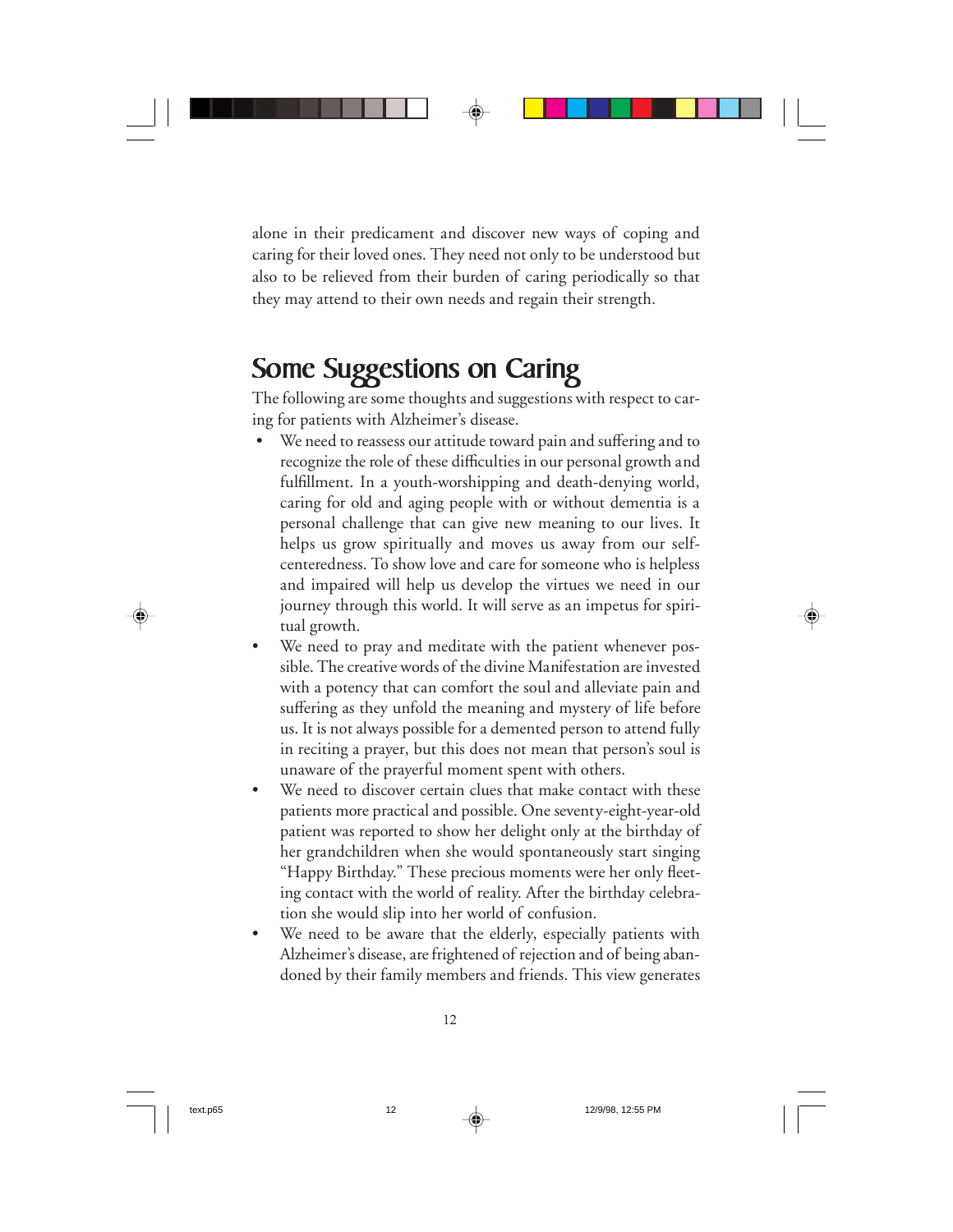alone in their predicament and discover new ways of coping and caring for their loved ones. They need not only to be understood but also to be relieved from their burden of caring periodically so that they may attend to their own needs and regain their strength.

## Some Suggestions on Caring

The following are some thoughts and suggestions with respect to caring for patients with Alzheimer's disease.

- We need to reassess our attitude toward pain and suffering and to recognize the role of these difficulties in our personal growth and fulfillment. In a youth-worshipping and death-denying world, caring for old and aging people with or without dementia is a personal challenge that can give new meaning to our lives. It helps us grow spiritually and moves us away from our self-centeredness. To show love and care for someone who is helpless and impaired will help us develop the virtues we need in our journey through this world. It will serve as an impetus for spiritual growth.
- We need to pray and meditate with the patient whenever possible. The creative words of the divine Manifestation are invested with a potency that can comfort the soul and alleviate pain and suffering as they unfold the meaning and mystery of life before us. It is not always possible for a demented person to attend fully in reciting a prayer, but this does not mean that person's soul is unaware of the prayerful moment spent with others.
- We need to discover certain clues that make contact with these patients more practical and possible. One seventy-eight-year-old patient was reported to show her delight only at the birthday of her grandchildren when she would spontaneously start singing "Happy Birthday." These precious moments were her only fleeting contact with the world of reality. After the birthday celebration she would slip into her world of confusion.
- We need to be aware that the elderly, especially patients with Alzheimer's disease, are frightened of rejection and of being abandoned by their family members and friends. This view generates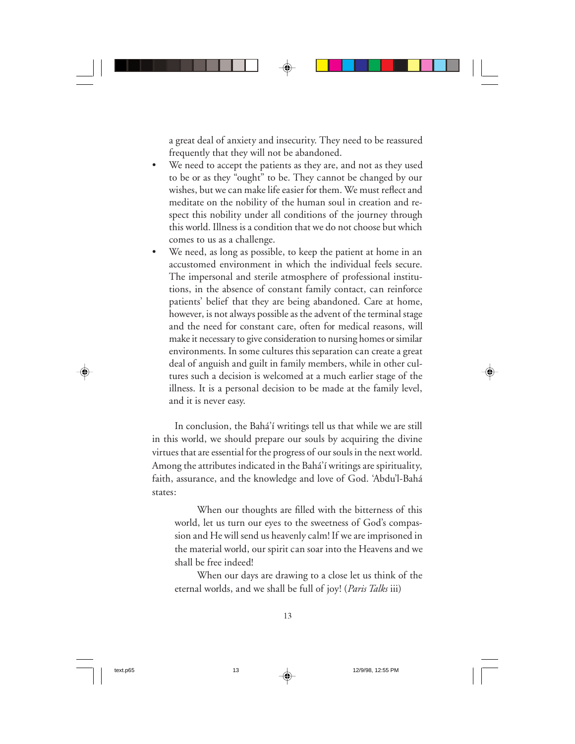a great deal of anxiety and insecurity. They need to be reassured frequently that they will not be abandoned.

- We need to accept the patients as they are, and not as they used to be or as they "ought" to be. They cannot be changed by our wishes, but we can make life easier for them. We must reflect and meditate on the nobility of the human soul in creation and respect this nobility under all conditions of the journey through this world. Illness is a condition that we do not choose but which comes to us as a challenge.
- We need, as long as possible, to keep the patient at home in an accustomed environment in which the individual feels secure. The impersonal and sterile atmosphere of professional institutions, in the absence of constant family contact, can reinforce patients' belief that they are being abandoned. Care at home, however, is not always possible as the advent of the terminal stage and the need for constant care, often for medical reasons, will make it necessary to give consideration to nursing homes or similar environments. In some cultures this separation can create a great deal of anguish and guilt in family members, while in other cultures such a decision is welcomed at a much earlier stage of the illness. It is a personal decision to be made at the family level, and it is never easy.

In conclusion, the Bahá'í writings tell us that while we are still in this world, we should prepare our souls by acquiring the divine virtues that are essential for the progress of our souls in the next world. Among the attributes indicated in the Bahá'í writings are spirituality, faith, assurance, and the knowledge and love of God. 'Abdu'l-Bahá states:

> When our thoughts are filled with the bitterness of this world, let us turn our eyes to the sweetness of God's compassion and He will send us heavenly calm! If we are imprisoned in the material world, our spirit can soar into the Heavens and we shall be free indeed!
>
> When our days are drawing to a close let us think of the eternal worlds, and we shall be full of joy! (*Paris Talks* iii)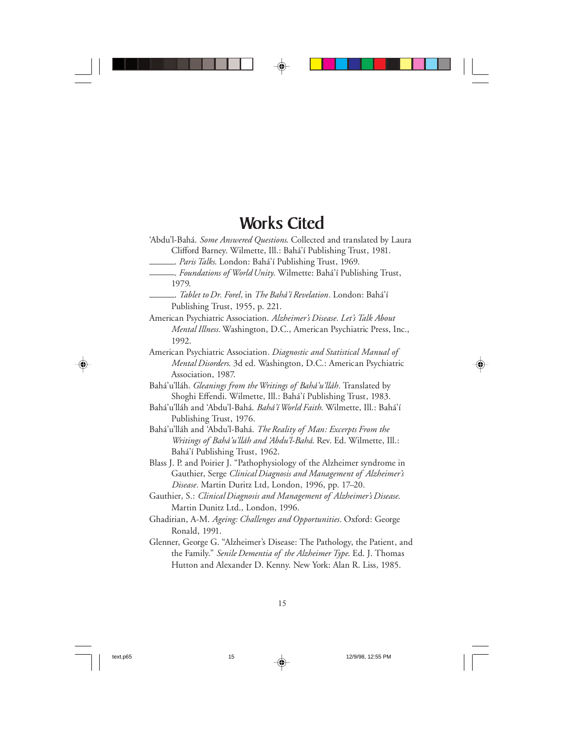# Works Cited

'Abdu'l-Bahá. *Some Answered Questions*. Collected and translated by Laura Clifford Barney. Wilmette, Ill.: Bahá'í Publishing Trust, 1981.

______. *Paris Talks*. London: Bahá'í Publishing Trust, 1969.

______. *Foundations of World Unity*. Wilmette: Bahá'í Publishing Trust, 1979.

______. *Tablet to Dr. Forel,* in *The Bahá'í Revelation*. London: Bahá'í Publishing Trust, 1955, p. 221.

American Psychiatric Association. *Alzheimer's Disease. Let's Talk About Mental Illness.* Washington, D.C., American Psychiatric Press, Inc., 1992.

American Psychiatric Association. *Diagnostic and Statistical Manual of Mental Disorders*. 3d ed. Washington, D.C.: American Psychiatric Association, 1987.

Bahá'u'lláh. *Gleanings from the Writings of Bahá'u'lláh*. Translated by Shoghi Effendi. Wilmette, Ill.: Bahá'í Publishing Trust, 1983.

Bahá'u'lláh and 'Abdu'l-Bahá. *Bahá'í World Faith*. Wilmette, Ill.: Bahá'í Publishing Trust, 1976.

Bahá'u'lláh and 'Abdu'l-Bahá. *The Reality of Man: Excerpts From the Writings of Bahá'u'lláh and 'Abdu'l-Bahá*. Rev. Ed. Wilmette, Ill.: Bahá'í Publishing Trust, 1962.

Blass J. P. and Poirier J. "Pathophysiology of the Alzheimer syndrome in Gauthier, Serge *Clinical Diagnosis and Management of Alzheimer's Disease*. Martin Duritz Ltd, London, 1996, pp. 17–20.

Gauthier, S.: *Clinical Diagnosis and Management of Alzheimer's Disease*. Martin Dunitz Ltd., London, 1996.

Ghadirian, A-M. *Ageing: Challenges and Opportunities*. Oxford: George Ronald, 1991.

Glenner, George G. "Alzheimer's Disease: The Pathology, the Patient, and the Family." *Senile Dementia of the Alzheimer Type*. Ed. J. Thomas Hutton and Alexander D. Kenny. New York: Alan R. Liss, 1985.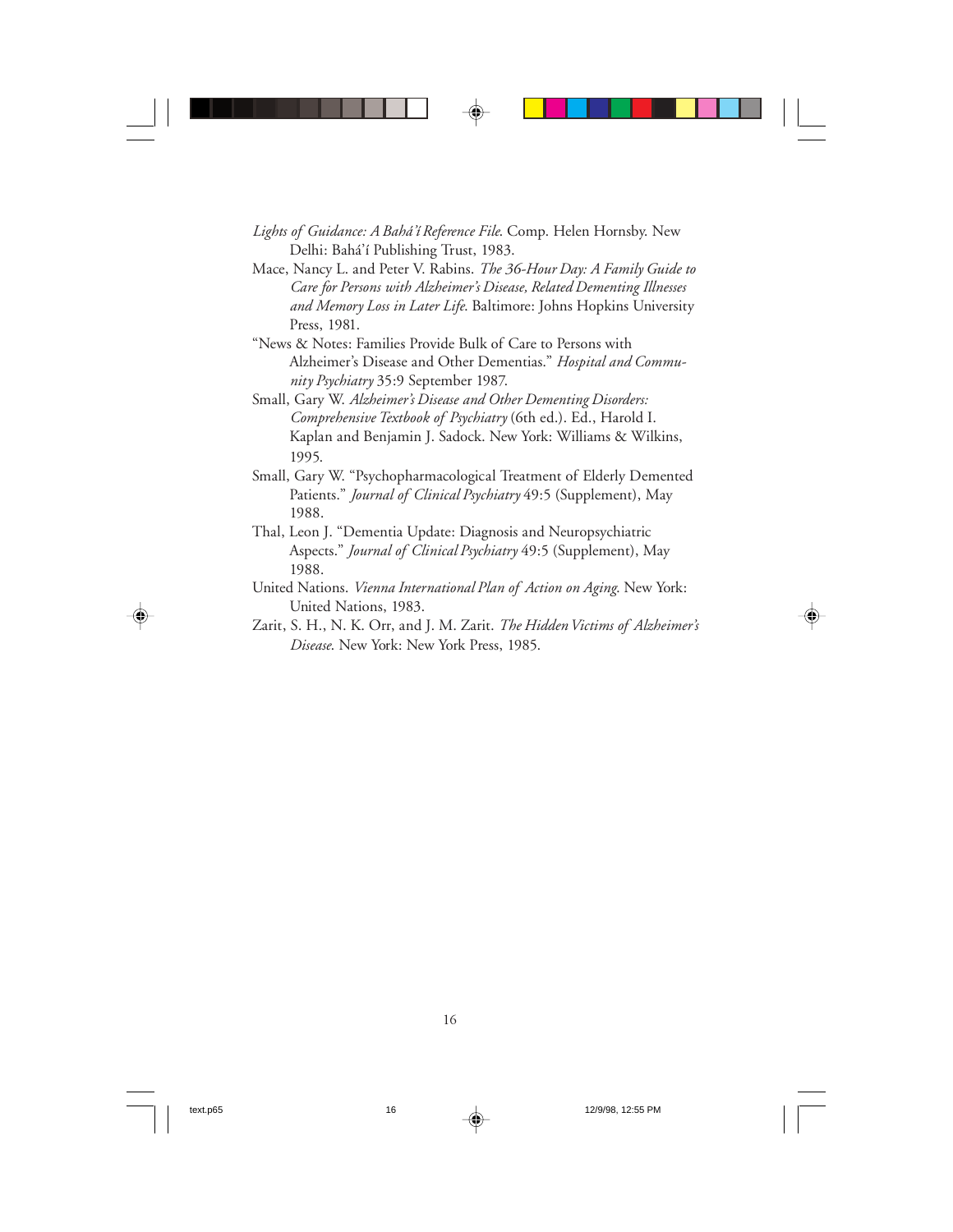*Lights of Guidance: A Bahá'í Reference File*. Comp. Helen Hornsby. New Delhi: Bahá'í Publishing Trust, 1983.

Mace, Nancy L. and Peter V. Rabins. *The 36-Hour Day: A Family Guide to Care for Persons with Alzheimer's Disease, Related Dementing Illnesses and Memory Loss in Later Life*. Baltimore: Johns Hopkins University Press, 1981.

"News & Notes: Families Provide Bulk of Care to Persons with Alzheimer's Disease and Other Dementias." *Hospital and Community Psychiatry* 35:9 September 1987.

Small, Gary W. *Alzheimer's Disease and Other Dementing Disorders: Comprehensive Textbook of Psychiatry* (6th ed.). Ed., Harold I. Kaplan and Benjamin J. Sadock. New York: Williams & Wilkins, 1995.

Small, Gary W. "Psychopharmacological Treatment of Elderly Demented Patients." *Journal of Clinical Psychiatry* 49:5 (Supplement), May 1988.

Thal, Leon J. "Dementia Update: Diagnosis and Neuropsychiatric Aspects." *Journal of Clinical Psychiatry* 49:5 (Supplement), May 1988.

United Nations. *Vienna International Plan of Action on Aging*. New York: United Nations, 1983.

Zarit, S. H., N. K. Orr, and J. M. Zarit. *The Hidden Victims of Alzheimer's Disease*. New York: New York Press, 1985.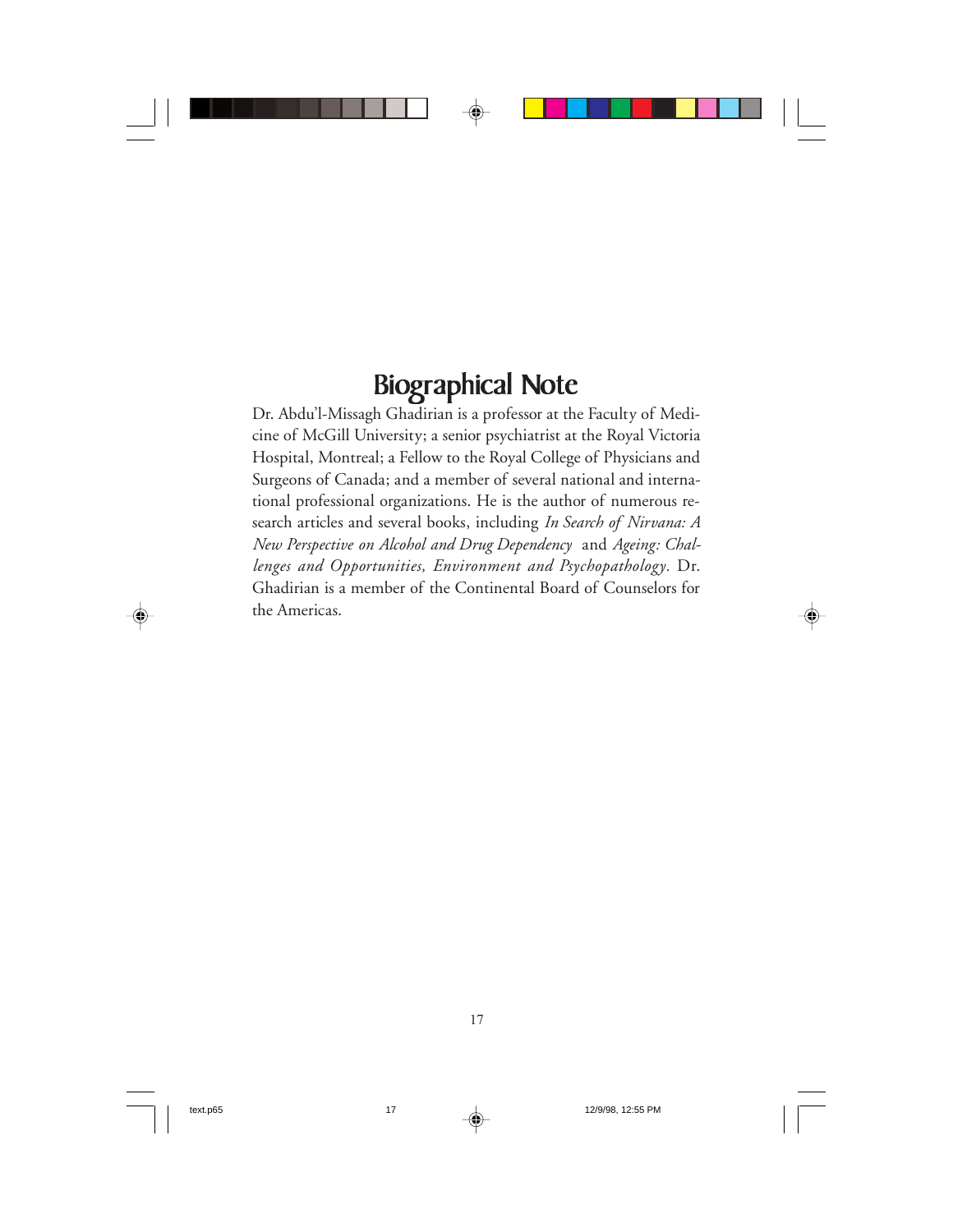# Biographical Note

Dr. Abdu'l-Missagh Ghadirian is a professor at the Faculty of Medicine of McGill University; a senior psychiatrist at the Royal Victoria Hospital, Montreal; a Fellow to the Royal College of Physicians and Surgeons of Canada; and a member of several national and international professional organizations. He is the author of numerous research articles and several books, including *In Search of Nirvana: A New Perspective on Alcohol and Drug Dependency* and *Ageing: Challenges and Opportunities, Environment and Psychopathology*. Dr. Ghadirian is a member of the Continental Board of Counselors for the Americas.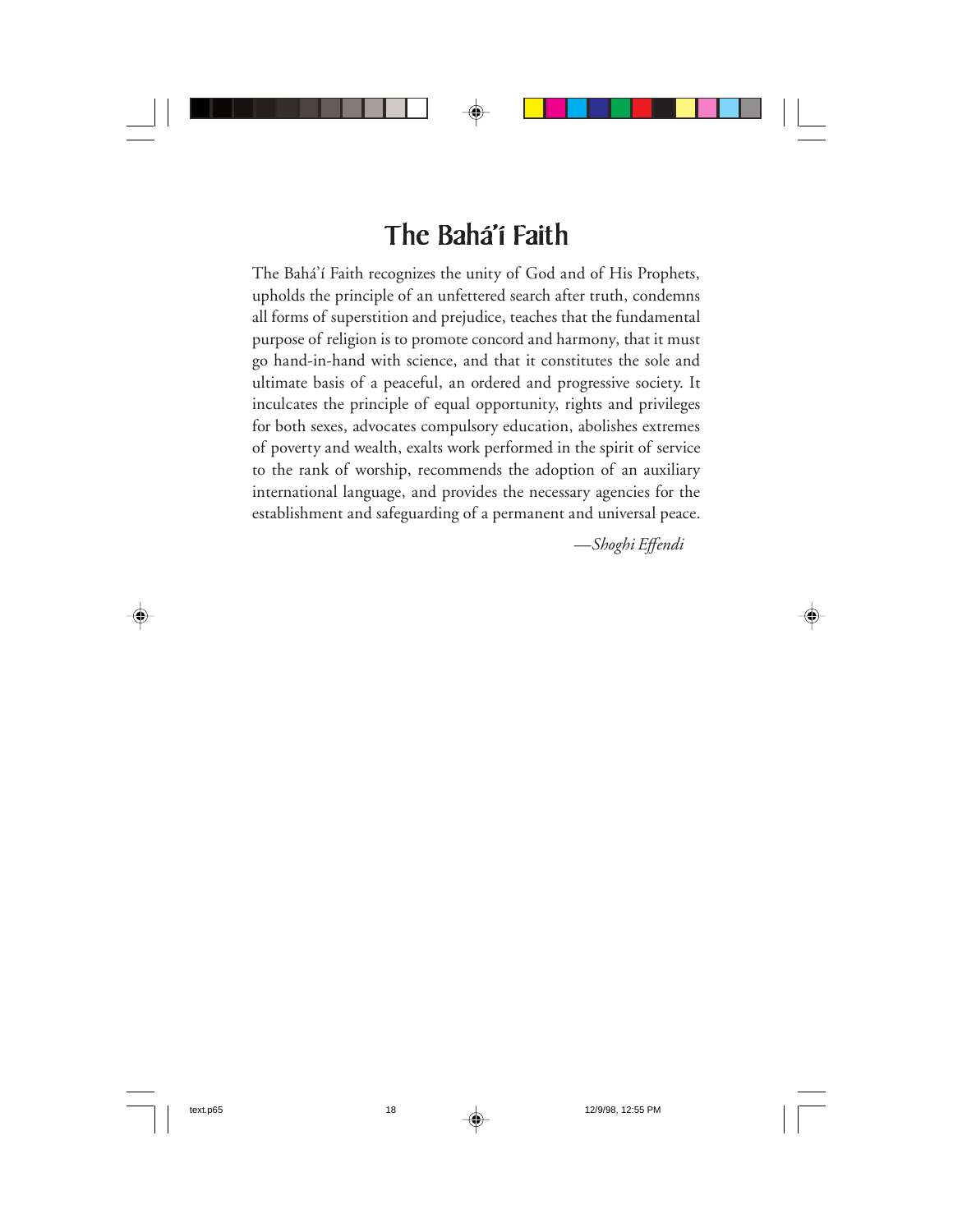# The Bahá'í Faith

The Bahá'í Faith recognizes the unity of God and of His Prophets, upholds the principle of an unfettered search after truth, condemns all forms of superstition and prejudice, teaches that the fundamental purpose of religion is to promote concord and harmony, that it must go hand-in-hand with science, and that it constitutes the sole and ultimate basis of a peaceful, an ordered and progressive society. It inculcates the principle of equal opportunity, rights and privileges for both sexes, advocates compulsory education, abolishes extremes of poverty and wealth, exalts work performed in the spirit of service to the rank of worship, recommends the adoption of an auxiliary international language, and provides the necessary agencies for the establishment and safeguarding of a permanent and universal peace.

—*Shoghi Effendi*